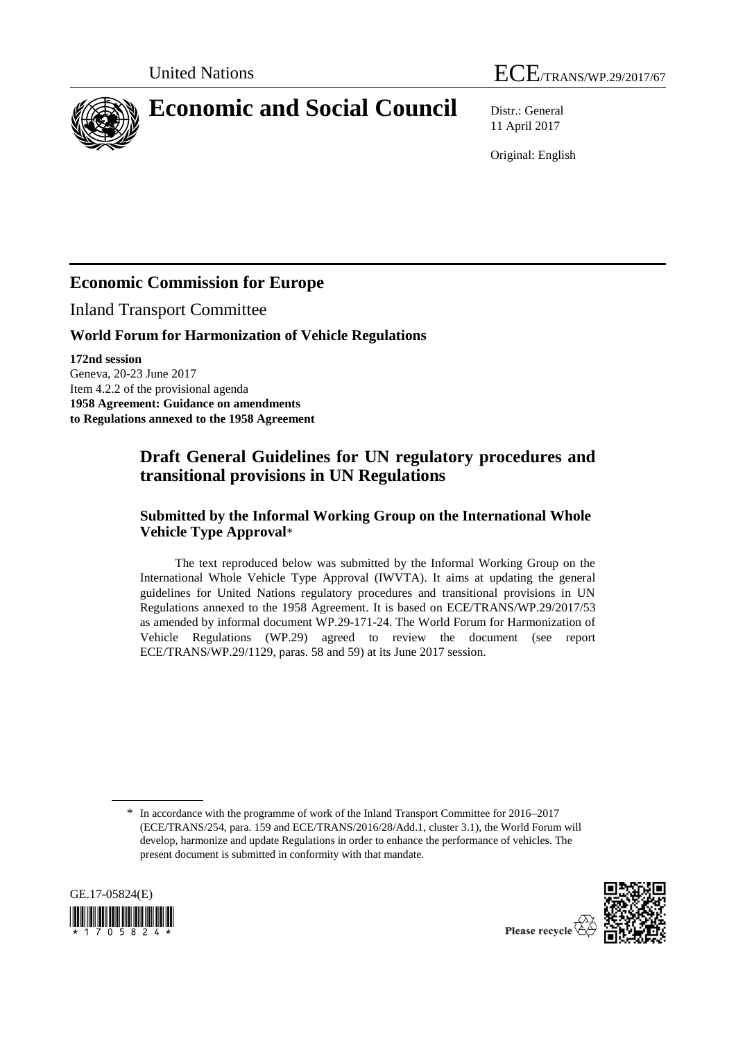United Nations | ECE/TRANS/WP.29/2017/67

# Economic and Social Council

Distr.: General
11 April 2017

Original: English

## Economic Commission for Europe

Inland Transport Committee

### World Forum for Harmonization of Vehicle Regulations

**172nd session**
Geneva, 20-23 June 2017
Item 4.2.2 of the provisional agenda
**1958 Agreement: Guidance on amendments to Regulations annexed to the 1958 Agreement**

## Draft General Guidelines for UN regulatory procedures and transitional provisions in UN Regulations

### Submitted by the Informal Working Group on the International Whole Vehicle Type Approval*

The text reproduced below was submitted by the Informal Working Group on the International Whole Vehicle Type Approval (IWVTA). It aims at updating the general guidelines for United Nations regulatory procedures and transitional provisions in UN Regulations annexed to the 1958 Agreement. It is based on ECE/TRANS/WP.29/2017/53 as amended by informal document WP.29-171-24. The World Forum for Harmonization of Vehicle Regulations (WP.29) agreed to review the document (see report ECE/TRANS/WP.29/1129, paras. 58 and 59) at its June 2017 session.

---

\* In accordance with the programme of work of the Inland Transport Committee for 2016–2017 (ECE/TRANS/254, para. 159 and ECE/TRANS/2016/28/Add.1, cluster 3.1), the World Forum will develop, harmonize and update Regulations in order to enhance the performance of vehicles. The present document is submitted in conformity with that mandate.

GE.17-05824(E)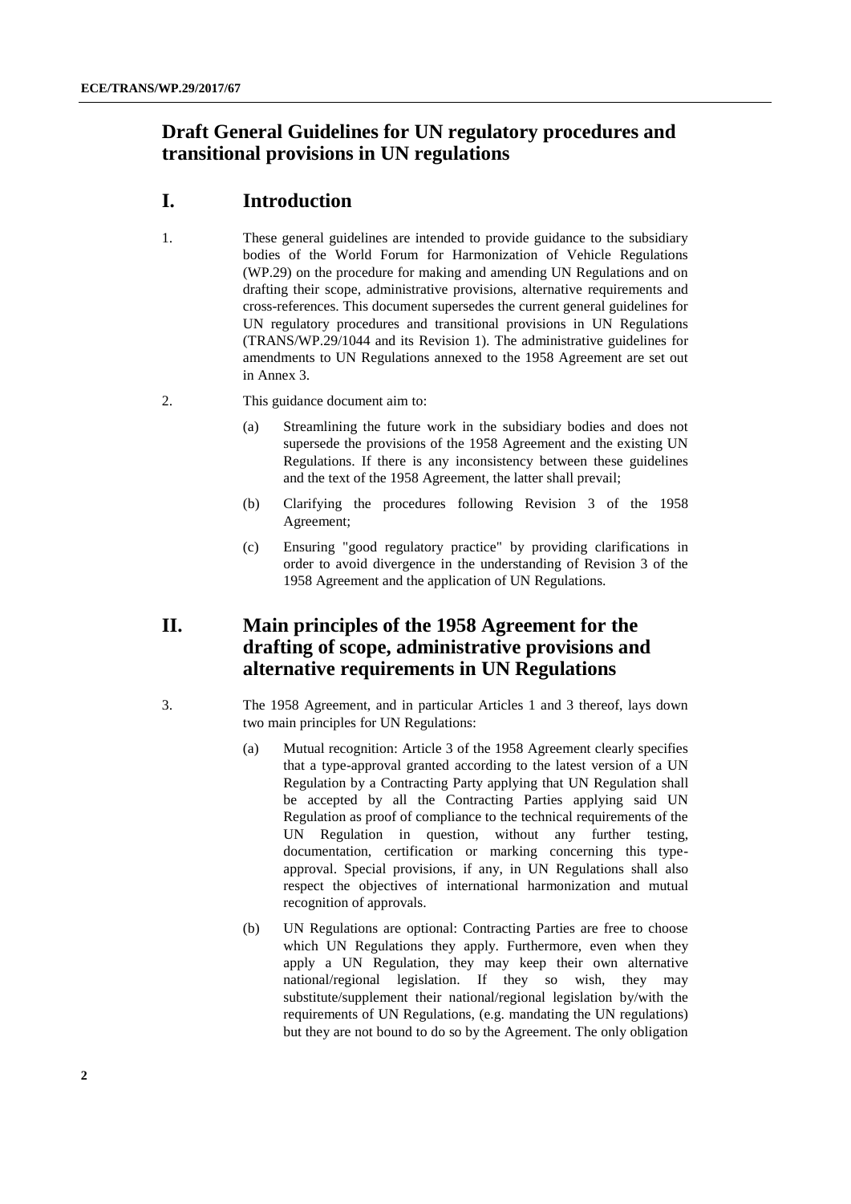# Draft General Guidelines for UN regulatory procedures and transitional provisions in UN regulations

## I. Introduction

1. These general guidelines are intended to provide guidance to the subsidiary bodies of the World Forum for Harmonization of Vehicle Regulations (WP.29) on the procedure for making and amending UN Regulations and on drafting their scope, administrative provisions, alternative requirements and cross-references. This document supersedes the current general guidelines for UN regulatory procedures and transitional provisions in UN Regulations (TRANS/WP.29/1044 and its Revision 1). The administrative guidelines for amendments to UN Regulations annexed to the 1958 Agreement are set out in Annex 3.

2. This guidance document aim to:

   (a) Streamlining the future work in the subsidiary bodies and does not supersede the provisions of the 1958 Agreement and the existing UN Regulations. If there is any inconsistency between these guidelines and the text of the 1958 Agreement, the latter shall prevail;

   (b) Clarifying the procedures following Revision 3 of the 1958 Agreement;

   (c) Ensuring "good regulatory practice" by providing clarifications in order to avoid divergence in the understanding of Revision 3 of the 1958 Agreement and the application of UN Regulations.

## II. Main principles of the 1958 Agreement for the drafting of scope, administrative provisions and alternative requirements in UN Regulations

3. The 1958 Agreement, and in particular Articles 1 and 3 thereof, lays down two main principles for UN Regulations:

   (a) Mutual recognition: Article 3 of the 1958 Agreement clearly specifies that a type-approval granted according to the latest version of a UN Regulation by a Contracting Party applying that UN Regulation shall be accepted by all the Contracting Parties applying said UN Regulation as proof of compliance to the technical requirements of the UN Regulation in question, without any further testing, documentation, certification or marking concerning this type-approval. Special provisions, if any, in UN Regulations shall also respect the objectives of international harmonization and mutual recognition of approvals.

   (b) UN Regulations are optional: Contracting Parties are free to choose which UN Regulations they apply. Furthermore, even when they apply a UN Regulation, they may keep their own alternative national/regional legislation. If they so wish, they may substitute/supplement their national/regional legislation by/with the requirements of UN Regulations, (e.g. mandating the UN regulations) but they are not bound to do so by the Agreement. The only obligation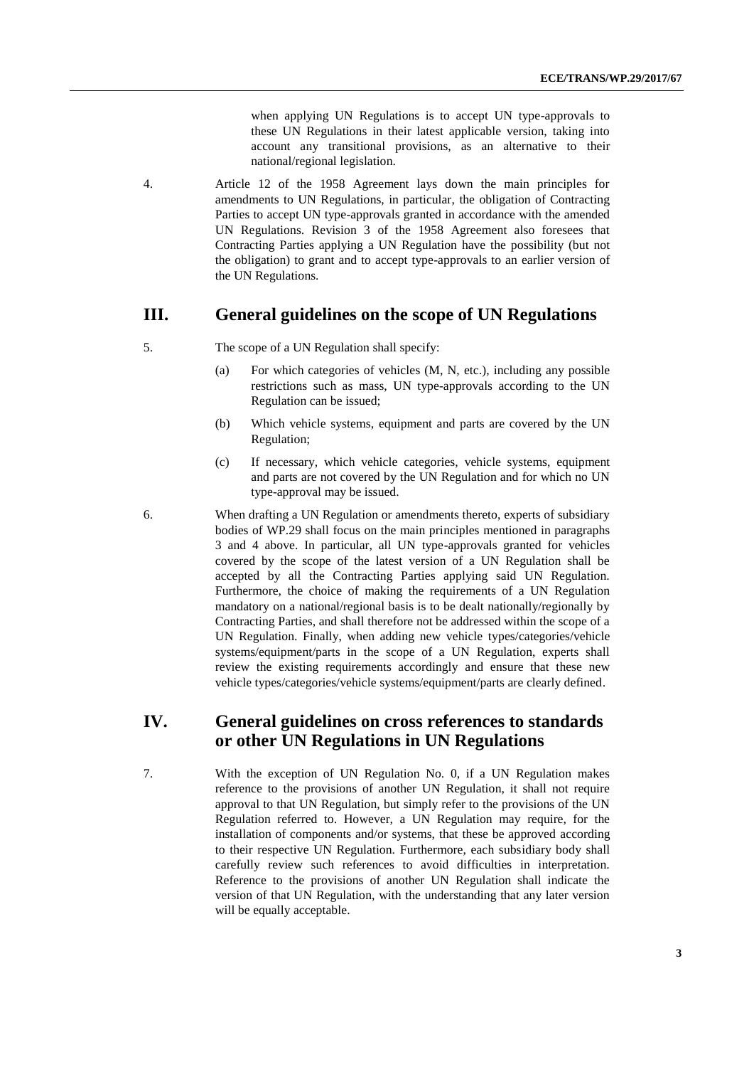when applying UN Regulations is to accept UN type-approvals to these UN Regulations in their latest applicable version, taking into account any transitional provisions, as an alternative to their national/regional legislation.

4. Article 12 of the 1958 Agreement lays down the main principles for amendments to UN Regulations, in particular, the obligation of Contracting Parties to accept UN type-approvals granted in accordance with the amended UN Regulations. Revision 3 of the 1958 Agreement also foresees that Contracting Parties applying a UN Regulation have the possibility (but not the obligation) to grant and to accept type-approvals to an earlier version of the UN Regulations.

## III. General guidelines on the scope of UN Regulations

5. The scope of a UN Regulation shall specify:

(a) For which categories of vehicles (M, N, etc.), including any possible restrictions such as mass, UN type-approvals according to the UN Regulation can be issued;

(b) Which vehicle systems, equipment and parts are covered by the UN Regulation;

(c) If necessary, which vehicle categories, vehicle systems, equipment and parts are not covered by the UN Regulation and for which no UN type-approval may be issued.

6. When drafting a UN Regulation or amendments thereto, experts of subsidiary bodies of WP.29 shall focus on the main principles mentioned in paragraphs 3 and 4 above. In particular, all UN type-approvals granted for vehicles covered by the scope of the latest version of a UN Regulation shall be accepted by all the Contracting Parties applying said UN Regulation. Furthermore, the choice of making the requirements of a UN Regulation mandatory on a national/regional basis is to be dealt nationally/regionally by Contracting Parties, and shall therefore not be addressed within the scope of a UN Regulation. Finally, when adding new vehicle types/categories/vehicle systems/equipment/parts in the scope of a UN Regulation, experts shall review the existing requirements accordingly and ensure that these new vehicle types/categories/vehicle systems/equipment/parts are clearly defined.

## IV. General guidelines on cross references to standards or other UN Regulations in UN Regulations

7. With the exception of UN Regulation No. 0, if a UN Regulation makes reference to the provisions of another UN Regulation, it shall not require approval to that UN Regulation, but simply refer to the provisions of the UN Regulation referred to. However, a UN Regulation may require, for the installation of components and/or systems, that these be approved according to their respective UN Regulation. Furthermore, each subsidiary body shall carefully review such references to avoid difficulties in interpretation. Reference to the provisions of another UN Regulation shall indicate the version of that UN Regulation, with the understanding that any later version will be equally acceptable.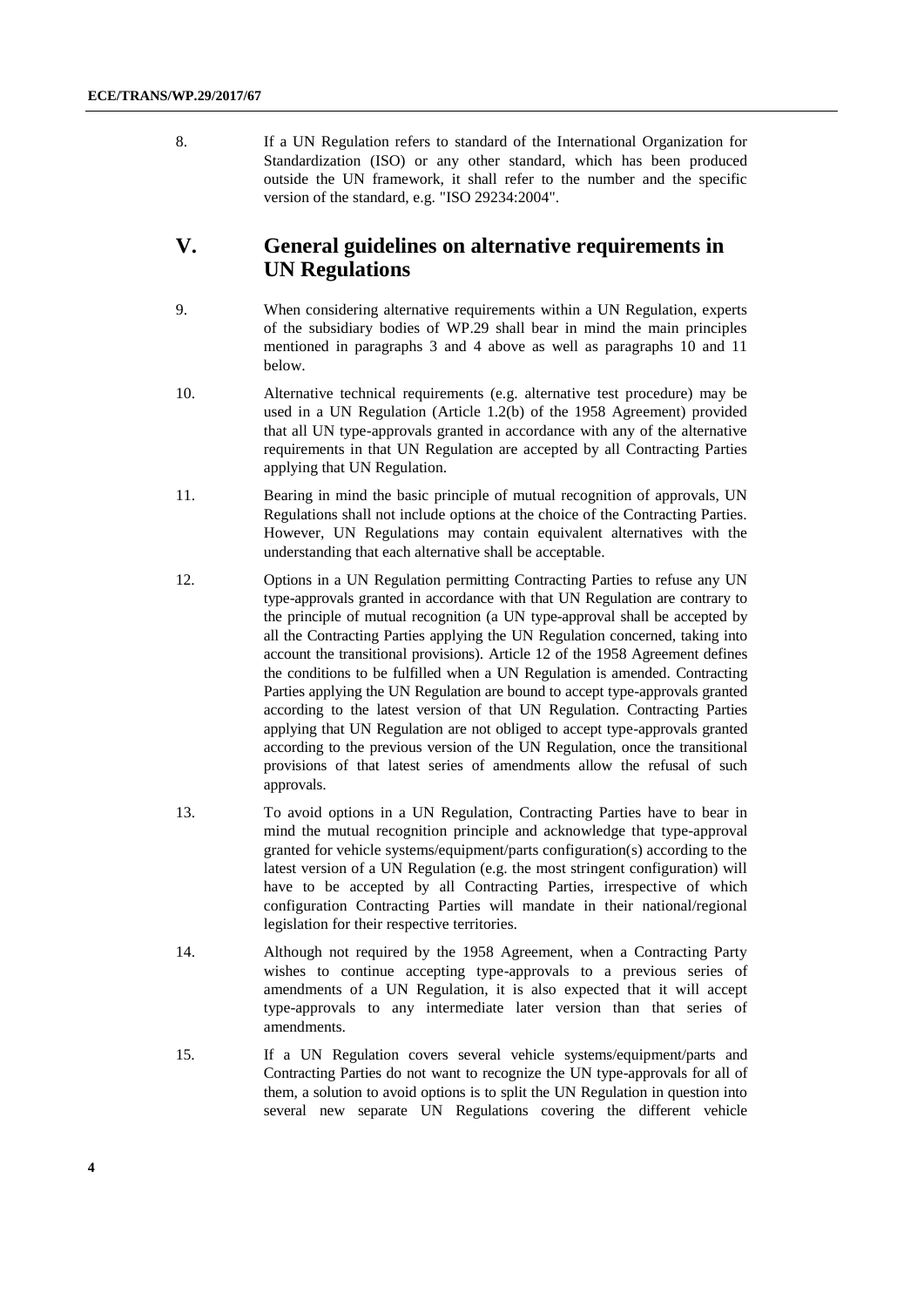8. If a UN Regulation refers to standard of the International Organization for Standardization (ISO) or any other standard, which has been produced outside the UN framework, it shall refer to the number and the specific version of the standard, e.g. "ISO 29234:2004".

## V. General guidelines on alternative requirements in UN Regulations

9. When considering alternative requirements within a UN Regulation, experts of the subsidiary bodies of WP.29 shall bear in mind the main principles mentioned in paragraphs 3 and 4 above as well as paragraphs 10 and 11 below.

10. Alternative technical requirements (e.g. alternative test procedure) may be used in a UN Regulation (Article 1.2(b) of the 1958 Agreement) provided that all UN type-approvals granted in accordance with any of the alternative requirements in that UN Regulation are accepted by all Contracting Parties applying that UN Regulation.

11. Bearing in mind the basic principle of mutual recognition of approvals, UN Regulations shall not include options at the choice of the Contracting Parties. However, UN Regulations may contain equivalent alternatives with the understanding that each alternative shall be acceptable.

12. Options in a UN Regulation permitting Contracting Parties to refuse any UN type-approvals granted in accordance with that UN Regulation are contrary to the principle of mutual recognition (a UN type-approval shall be accepted by all the Contracting Parties applying the UN Regulation concerned, taking into account the transitional provisions). Article 12 of the 1958 Agreement defines the conditions to be fulfilled when a UN Regulation is amended. Contracting Parties applying the UN Regulation are bound to accept type-approvals granted according to the latest version of that UN Regulation. Contracting Parties applying that UN Regulation are not obliged to accept type-approvals granted according to the previous version of the UN Regulation, once the transitional provisions of that latest series of amendments allow the refusal of such approvals.

13. To avoid options in a UN Regulation, Contracting Parties have to bear in mind the mutual recognition principle and acknowledge that type-approval granted for vehicle systems/equipment/parts configuration(s) according to the latest version of a UN Regulation (e.g. the most stringent configuration) will have to be accepted by all Contracting Parties, irrespective of which configuration Contracting Parties will mandate in their national/regional legislation for their respective territories.

14. Although not required by the 1958 Agreement, when a Contracting Party wishes to continue accepting type-approvals to a previous series of amendments of a UN Regulation, it is also expected that it will accept type-approvals to any intermediate later version than that series of amendments.

15. If a UN Regulation covers several vehicle systems/equipment/parts and Contracting Parties do not want to recognize the UN type-approvals for all of them, a solution to avoid options is to split the UN Regulation in question into several new separate UN Regulations covering the different vehicle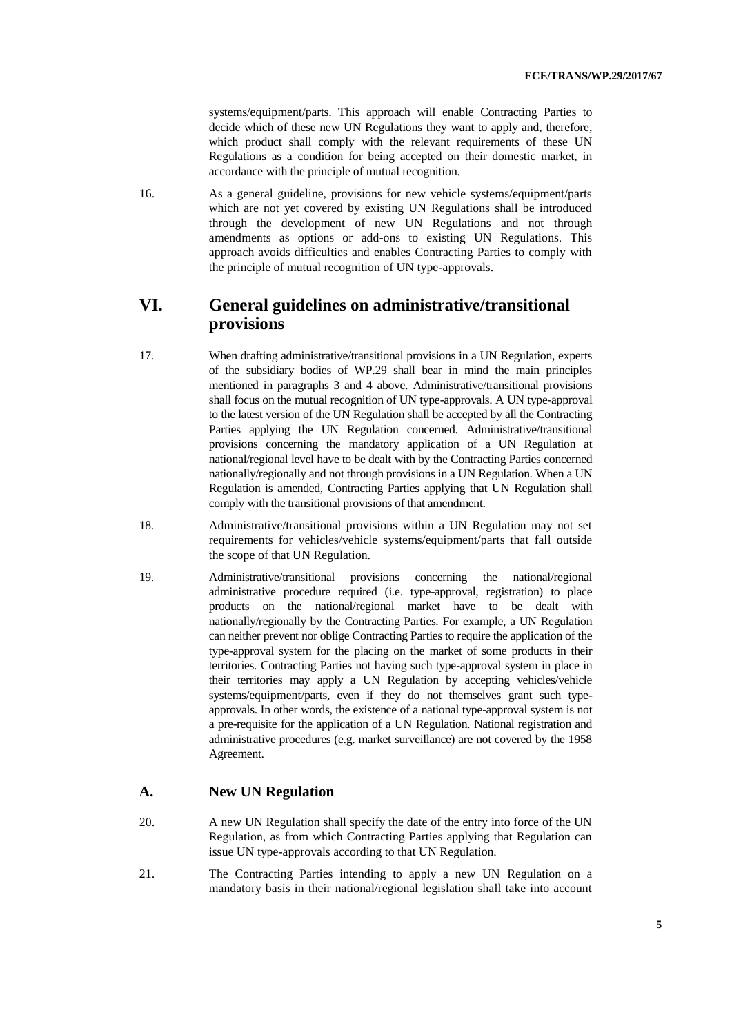systems/equipment/parts. This approach will enable Contracting Parties to decide which of these new UN Regulations they want to apply and, therefore, which product shall comply with the relevant requirements of these UN Regulations as a condition for being accepted on their domestic market, in accordance with the principle of mutual recognition.

16. As a general guideline, provisions for new vehicle systems/equipment/parts which are not yet covered by existing UN Regulations shall be introduced through the development of new UN Regulations and not through amendments as options or add-ons to existing UN Regulations. This approach avoids difficulties and enables Contracting Parties to comply with the principle of mutual recognition of UN type-approvals.

## VI. General guidelines on administrative/transitional provisions

17. When drafting administrative/transitional provisions in a UN Regulation, experts of the subsidiary bodies of WP.29 shall bear in mind the main principles mentioned in paragraphs 3 and 4 above. Administrative/transitional provisions shall focus on the mutual recognition of UN type-approvals. A UN type-approval to the latest version of the UN Regulation shall be accepted by all the Contracting Parties applying the UN Regulation concerned. Administrative/transitional provisions concerning the mandatory application of a UN Regulation at national/regional level have to be dealt with by the Contracting Parties concerned nationally/regionally and not through provisions in a UN Regulation. When a UN Regulation is amended, Contracting Parties applying that UN Regulation shall comply with the transitional provisions of that amendment.

18. Administrative/transitional provisions within a UN Regulation may not set requirements for vehicles/vehicle systems/equipment/parts that fall outside the scope of that UN Regulation.

19. Administrative/transitional provisions concerning the national/regional administrative procedure required (i.e. type-approval, registration) to place products on the national/regional market have to be dealt with nationally/regionally by the Contracting Parties. For example, a UN Regulation can neither prevent nor oblige Contracting Parties to require the application of the type-approval system for the placing on the market of some products in their territories. Contracting Parties not having such type-approval system in place in their territories may apply a UN Regulation by accepting vehicles/vehicle systems/equipment/parts, even if they do not themselves grant such type-approvals. In other words, the existence of a national type-approval system is not a pre-requisite for the application of a UN Regulation. National registration and administrative procedures (e.g. market surveillance) are not covered by the 1958 Agreement.

### A. New UN Regulation

20. A new UN Regulation shall specify the date of the entry into force of the UN Regulation, as from which Contracting Parties applying that Regulation can issue UN type-approvals according to that UN Regulation.

21. The Contracting Parties intending to apply a new UN Regulation on a mandatory basis in their national/regional legislation shall take into account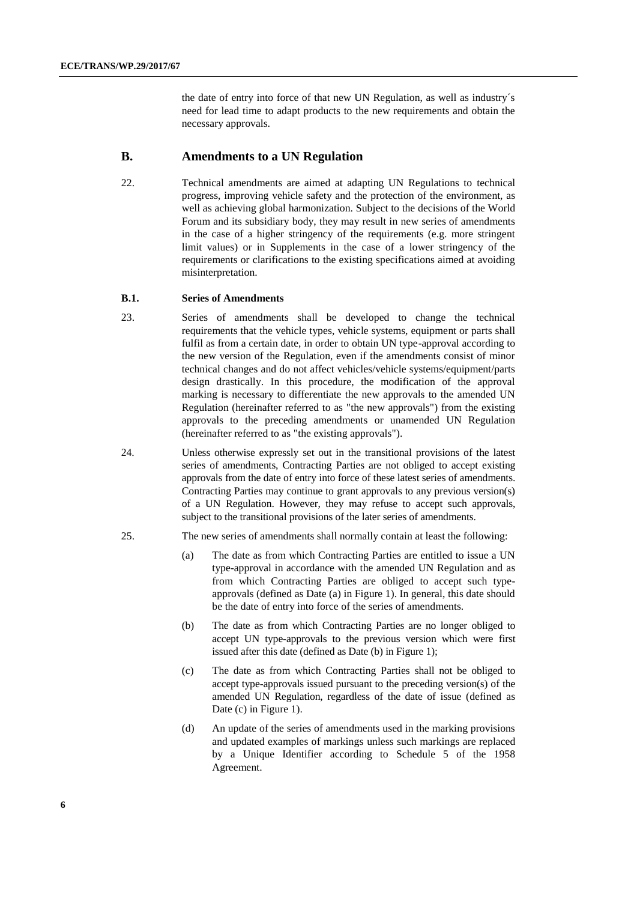the date of entry into force of that new UN Regulation, as well as industry´s need for lead time to adapt products to the new requirements and obtain the necessary approvals.

## B. Amendments to a UN Regulation

22. Technical amendments are aimed at adapting UN Regulations to technical progress, improving vehicle safety and the protection of the environment, as well as achieving global harmonization. Subject to the decisions of the World Forum and its subsidiary body, they may result in new series of amendments in the case of a higher stringency of the requirements (e.g. more stringent limit values) or in Supplements in the case of a lower stringency of the requirements or clarifications to the existing specifications aimed at avoiding misinterpretation.

### B.1. Series of Amendments

23. Series of amendments shall be developed to change the technical requirements that the vehicle types, vehicle systems, equipment or parts shall fulfil as from a certain date, in order to obtain UN type-approval according to the new version of the Regulation, even if the amendments consist of minor technical changes and do not affect vehicles/vehicle systems/equipment/parts design drastically. In this procedure, the modification of the approval marking is necessary to differentiate the new approvals to the amended UN Regulation (hereinafter referred to as "the new approvals") from the existing approvals to the preceding amendments or unamended UN Regulation (hereinafter referred to as "the existing approvals").

24. Unless otherwise expressly set out in the transitional provisions of the latest series of amendments, Contracting Parties are not obliged to accept existing approvals from the date of entry into force of these latest series of amendments. Contracting Parties may continue to grant approvals to any previous version(s) of a UN Regulation. However, they may refuse to accept such approvals, subject to the transitional provisions of the later series of amendments.

25. The new series of amendments shall normally contain at least the following:

(a) The date as from which Contracting Parties are entitled to issue a UN type-approval in accordance with the amended UN Regulation and as from which Contracting Parties are obliged to accept such type-approvals (defined as Date (a) in Figure 1). In general, this date should be the date of entry into force of the series of amendments.

(b) The date as from which Contracting Parties are no longer obliged to accept UN type-approvals to the previous version which were first issued after this date (defined as Date (b) in Figure 1);

(c) The date as from which Contracting Parties shall not be obliged to accept type-approvals issued pursuant to the preceding version(s) of the amended UN Regulation, regardless of the date of issue (defined as Date (c) in Figure 1).

(d) An update of the series of amendments used in the marking provisions and updated examples of markings unless such markings are replaced by a Unique Identifier according to Schedule 5 of the 1958 Agreement.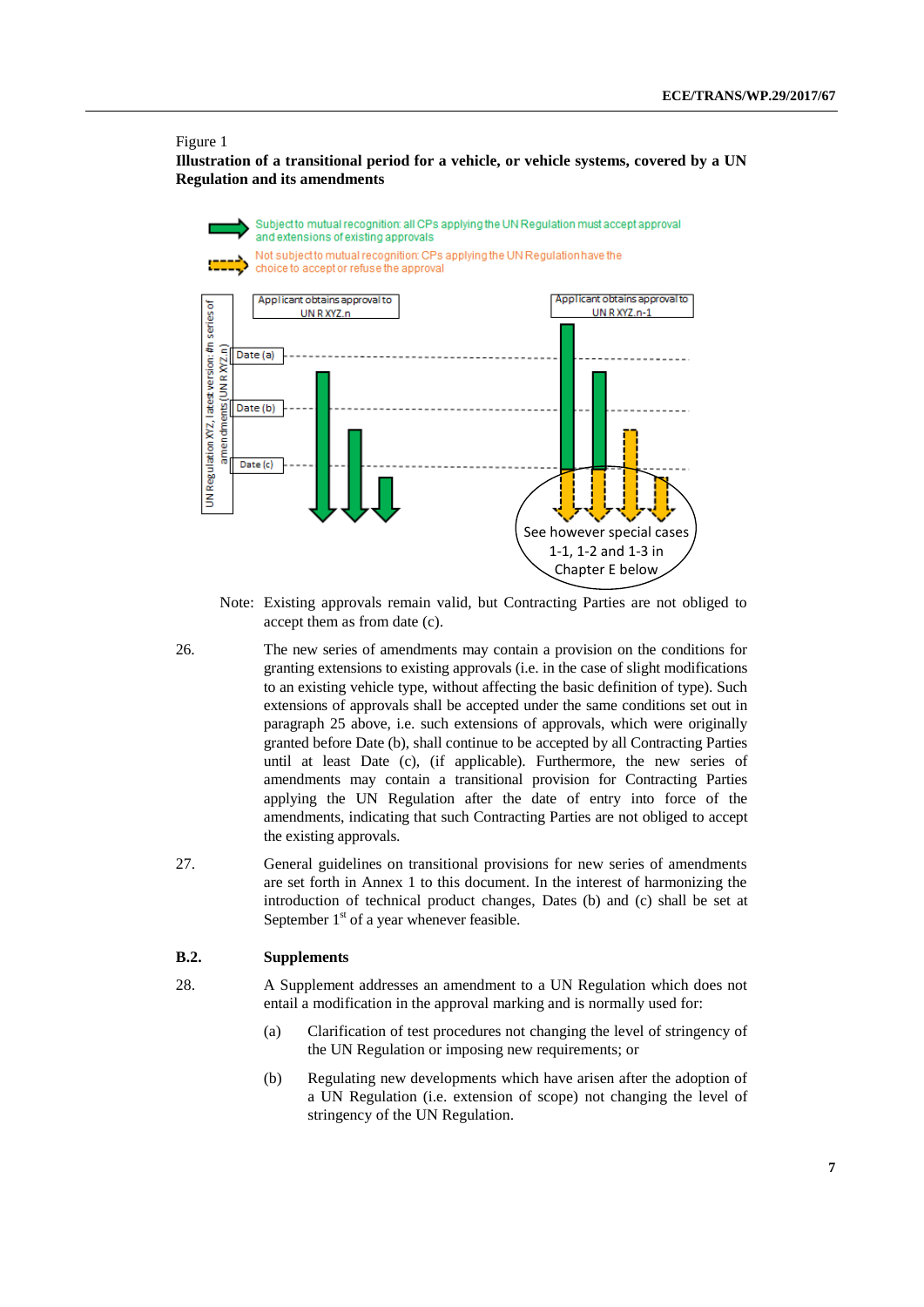Figure 1

**Illustration of a transitional period for a vehicle, or vehicle systems, covered by a UN Regulation and its amendments**

Subject to mutual recognition: all CPs applying the UN Regulation must accept approval and extensions of existing approvals

Not subject to mutual recognition: CPs applying the UN Regulation have the choice to accept or refuse the approval

UN Regulation XYZ, latest version: #n series of amendments (UN R XYZ.n)

Applicant obtains approval to UN R XYZ.n

Applicant obtains approval to UN R XYZ.n-1

Date (a)

Date (b)

Date (c)

See however special cases 1-1, 1-2 and 1-3 in Chapter E below

Note: Existing approvals remain valid, but Contracting Parties are not obliged to accept them as from date (c).

26. The new series of amendments may contain a provision on the conditions for granting extensions to existing approvals (i.e. in the case of slight modifications to an existing vehicle type, without affecting the basic definition of type). Such extensions of approvals shall be accepted under the same conditions set out in paragraph 25 above, i.e. such extensions of approvals, which were originally granted before Date (b), shall continue to be accepted by all Contracting Parties until at least Date (c), (if applicable). Furthermore, the new series of amendments may contain a transitional provision for Contracting Parties applying the UN Regulation after the date of entry into force of the amendments, indicating that such Contracting Parties are not obliged to accept the existing approvals.

27. General guidelines on transitional provisions for new series of amendments are set forth in Annex 1 to this document. In the interest of harmonizing the introduction of technical product changes, Dates (b) and (c) shall be set at September 1st of a year whenever feasible.

### B.2. Supplements

28. A Supplement addresses an amendment to a UN Regulation which does not entail a modification in the approval marking and is normally used for:

(a) Clarification of test procedures not changing the level of stringency of the UN Regulation or imposing new requirements; or

(b) Regulating new developments which have arisen after the adoption of a UN Regulation (i.e. extension of scope) not changing the level of stringency of the UN Regulation.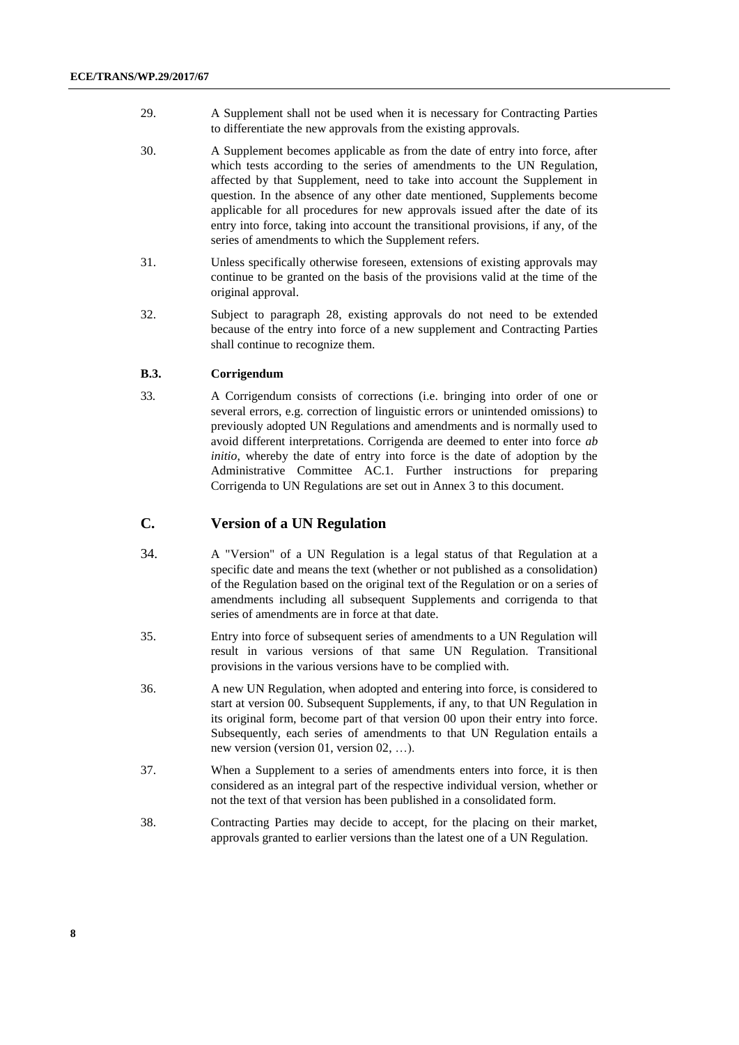29. A Supplement shall not be used when it is necessary for Contracting Parties to differentiate the new approvals from the existing approvals.

30. A Supplement becomes applicable as from the date of entry into force, after which tests according to the series of amendments to the UN Regulation, affected by that Supplement, need to take into account the Supplement in question. In the absence of any other date mentioned, Supplements become applicable for all procedures for new approvals issued after the date of its entry into force, taking into account the transitional provisions, if any, of the series of amendments to which the Supplement refers.

31. Unless specifically otherwise foreseen, extensions of existing approvals may continue to be granted on the basis of the provisions valid at the time of the original approval.

32. Subject to paragraph 28, existing approvals do not need to be extended because of the entry into force of a new supplement and Contracting Parties shall continue to recognize them.

### B.3. Corrigendum

33. A Corrigendum consists of corrections (i.e. bringing into order of one or several errors, e.g. correction of linguistic errors or unintended omissions) to previously adopted UN Regulations and amendments and is normally used to avoid different interpretations. Corrigenda are deemed to enter into force *ab initio*, whereby the date of entry into force is the date of adoption by the Administrative Committee AC.1. Further instructions for preparing Corrigenda to UN Regulations are set out in Annex 3 to this document.

## C. Version of a UN Regulation

34. A "Version" of a UN Regulation is a legal status of that Regulation at a specific date and means the text (whether or not published as a consolidation) of the Regulation based on the original text of the Regulation or on a series of amendments including all subsequent Supplements and corrigenda to that series of amendments are in force at that date.

35. Entry into force of subsequent series of amendments to a UN Regulation will result in various versions of that same UN Regulation. Transitional provisions in the various versions have to be complied with.

36. A new UN Regulation, when adopted and entering into force, is considered to start at version 00. Subsequent Supplements, if any, to that UN Regulation in its original form, become part of that version 00 upon their entry into force. Subsequently, each series of amendments to that UN Regulation entails a new version (version 01, version 02, …).

37. When a Supplement to a series of amendments enters into force, it is then considered as an integral part of the respective individual version, whether or not the text of that version has been published in a consolidated form.

38. Contracting Parties may decide to accept, for the placing on their market, approvals granted to earlier versions than the latest one of a UN Regulation.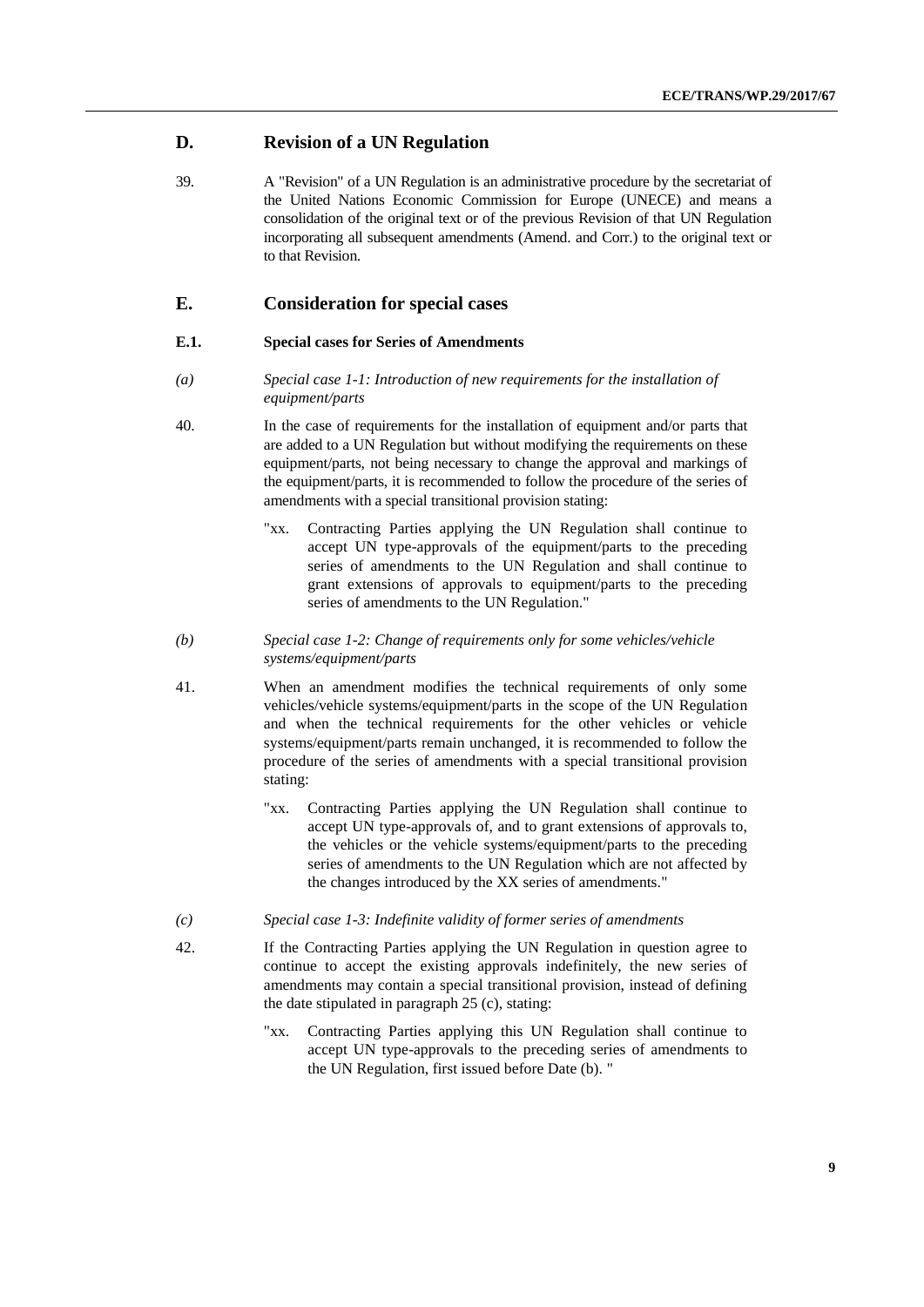## D. Revision of a UN Regulation

39. A "Revision" of a UN Regulation is an administrative procedure by the secretariat of the United Nations Economic Commission for Europe (UNECE) and means a consolidation of the original text or of the previous Revision of that UN Regulation incorporating all subsequent amendments (Amend. and Corr.) to the original text or to that Revision.

## E. Consideration for special cases

### E.1. Special cases for Series of Amendments

*(a) Special case 1-1: Introduction of new requirements for the installation of equipment/parts*

40. In the case of requirements for the installation of equipment and/or parts that are added to a UN Regulation but without modifying the requirements on these equipment/parts, not being necessary to change the approval and markings of the equipment/parts, it is recommended to follow the procedure of the series of amendments with a special transitional provision stating:

> "xx. Contracting Parties applying the UN Regulation shall continue to accept UN type-approvals of the equipment/parts to the preceding series of amendments to the UN Regulation and shall continue to grant extensions of approvals to equipment/parts to the preceding series of amendments to the UN Regulation."

*(b) Special case 1-2: Change of requirements only for some vehicles/vehicle systems/equipment/parts*

41. When an amendment modifies the technical requirements of only some vehicles/vehicle systems/equipment/parts in the scope of the UN Regulation and when the technical requirements for the other vehicles or vehicle systems/equipment/parts remain unchanged, it is recommended to follow the procedure of the series of amendments with a special transitional provision stating:

> "xx. Contracting Parties applying the UN Regulation shall continue to accept UN type-approvals of, and to grant extensions of approvals to, the vehicles or the vehicle systems/equipment/parts to the preceding series of amendments to the UN Regulation which are not affected by the changes introduced by the XX series of amendments."

*(c) Special case 1-3: Indefinite validity of former series of amendments*

42. If the Contracting Parties applying the UN Regulation in question agree to continue to accept the existing approvals indefinitely, the new series of amendments may contain a special transitional provision, instead of defining the date stipulated in paragraph 25 (c), stating:

> "xx. Contracting Parties applying this UN Regulation shall continue to accept UN type-approvals to the preceding series of amendments to the UN Regulation, first issued before Date (b). "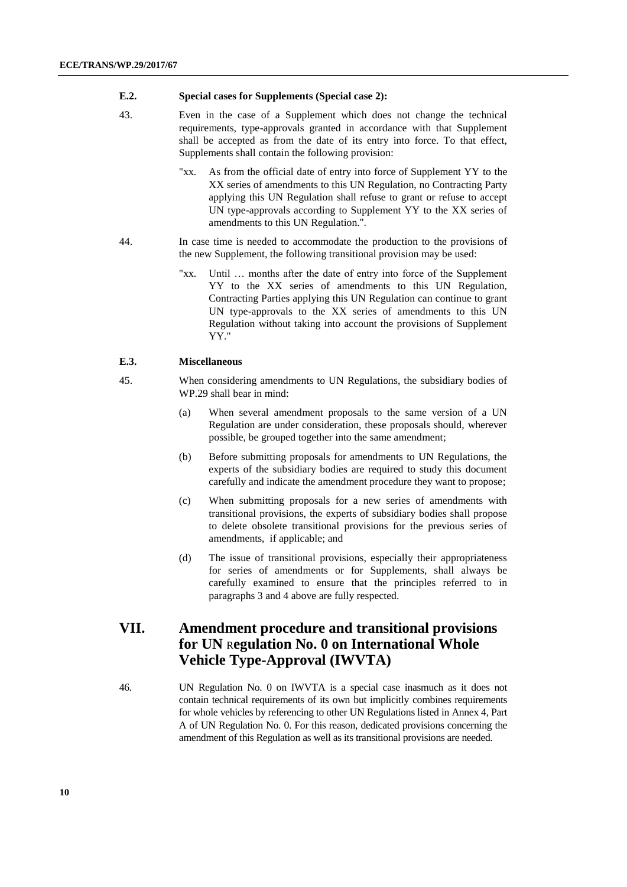### E.2. Special cases for Supplements (Special case 2):

43. Even in the case of a Supplement which does not change the technical requirements, type-approvals granted in accordance with that Supplement shall be accepted as from the date of its entry into force. To that effect, Supplements shall contain the following provision:

> "xx. As from the official date of entry into force of Supplement YY to the XX series of amendments to this UN Regulation, no Contracting Party applying this UN Regulation shall refuse to grant or refuse to accept UN type-approvals according to Supplement YY to the XX series of amendments to this UN Regulation.".

44. In case time is needed to accommodate the production to the provisions of the new Supplement, the following transitional provision may be used:

> "xx. Until … months after the date of entry into force of the Supplement YY to the XX series of amendments to this UN Regulation, Contracting Parties applying this UN Regulation can continue to grant UN type-approvals to the XX series of amendments to this UN Regulation without taking into account the provisions of Supplement YY."

### E.3. Miscellaneous

45. When considering amendments to UN Regulations, the subsidiary bodies of WP.29 shall bear in mind:

(a) When several amendment proposals to the same version of a UN Regulation are under consideration, these proposals should, wherever possible, be grouped together into the same amendment;

(b) Before submitting proposals for amendments to UN Regulations, the experts of the subsidiary bodies are required to study this document carefully and indicate the amendment procedure they want to propose;

(c) When submitting proposals for a new series of amendments with transitional provisions, the experts of subsidiary bodies shall propose to delete obsolete transitional provisions for the previous series of amendments, if applicable; and

(d) The issue of transitional provisions, especially their appropriateness for series of amendments or for Supplements, shall always be carefully examined to ensure that the principles referred to in paragraphs 3 and 4 above are fully respected.

## VII. Amendment procedure and transitional provisions for UN Regulation No. 0 on International Whole Vehicle Type-Approval (IWVTA)

46. UN Regulation No. 0 on IWVTA is a special case inasmuch as it does not contain technical requirements of its own but implicitly combines requirements for whole vehicles by referencing to other UN Regulations listed in Annex 4, Part A of UN Regulation No. 0. For this reason, dedicated provisions concerning the amendment of this Regulation as well as its transitional provisions are needed.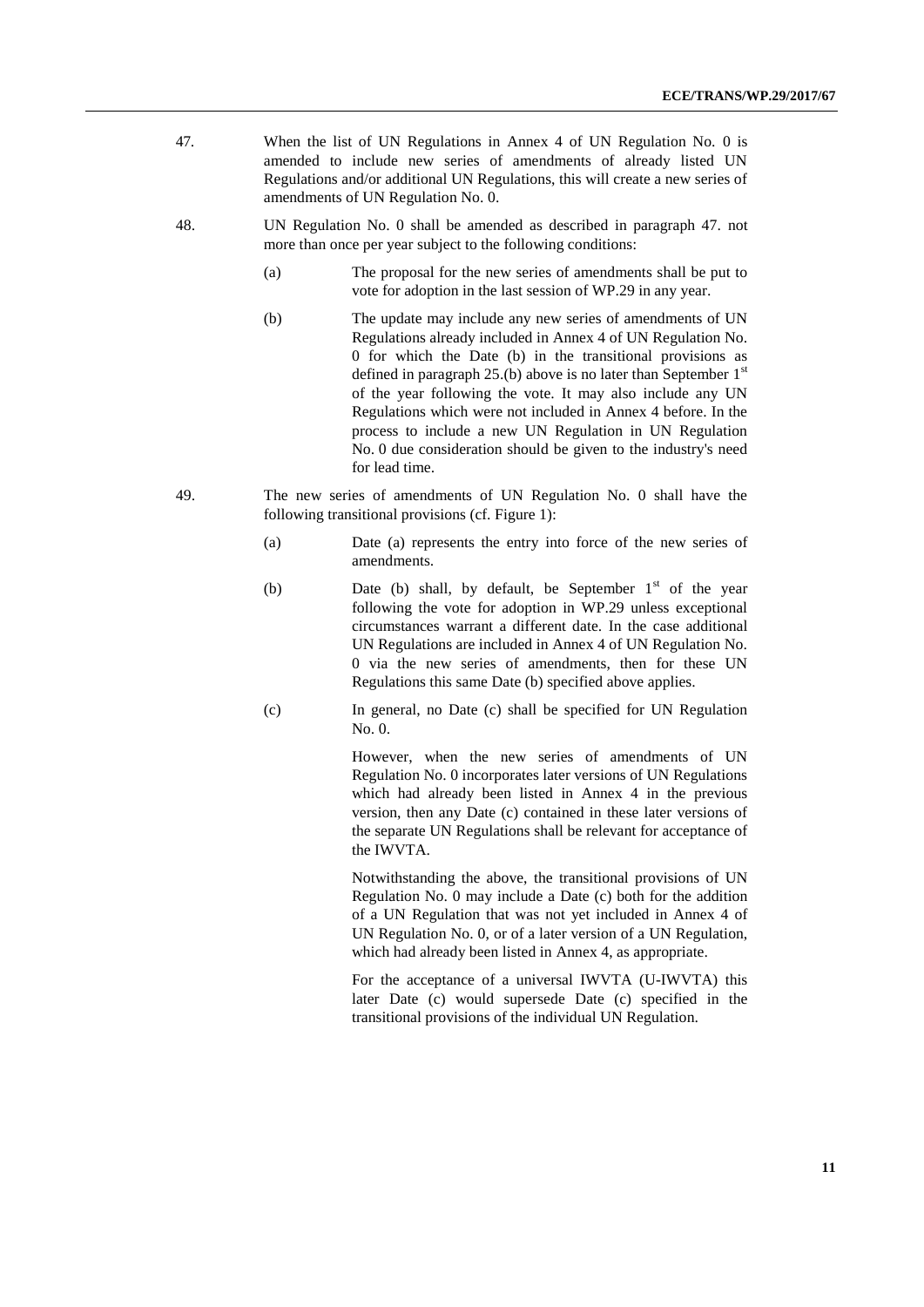47. When the list of UN Regulations in Annex 4 of UN Regulation No. 0 is amended to include new series of amendments of already listed UN Regulations and/or additional UN Regulations, this will create a new series of amendments of UN Regulation No. 0.

48. UN Regulation No. 0 shall be amended as described in paragraph 47. not more than once per year subject to the following conditions:

    (a) The proposal for the new series of amendments shall be put to vote for adoption in the last session of WP.29 in any year.

    (b) The update may include any new series of amendments of UN Regulations already included in Annex 4 of UN Regulation No. 0 for which the Date (b) in the transitional provisions as defined in paragraph 25.(b) above is no later than September 1st of the year following the vote. It may also include any UN Regulations which were not included in Annex 4 before. In the process to include a new UN Regulation in UN Regulation No. 0 due consideration should be given to the industry's need for lead time.

49. The new series of amendments of UN Regulation No. 0 shall have the following transitional provisions (cf. Figure 1):

    (a) Date (a) represents the entry into force of the new series of amendments.

    (b) Date (b) shall, by default, be September 1st of the year following the vote for adoption in WP.29 unless exceptional circumstances warrant a different date. In the case additional UN Regulations are included in Annex 4 of UN Regulation No. 0 via the new series of amendments, then for these UN Regulations this same Date (b) specified above applies.

    (c) In general, no Date (c) shall be specified for UN Regulation No. 0.

    However, when the new series of amendments of UN Regulation No. 0 incorporates later versions of UN Regulations which had already been listed in Annex 4 in the previous version, then any Date (c) contained in these later versions of the separate UN Regulations shall be relevant for acceptance of the IWVTA.

    Notwithstanding the above, the transitional provisions of UN Regulation No. 0 may include a Date (c) both for the addition of a UN Regulation that was not yet included in Annex 4 of UN Regulation No. 0, or of a later version of a UN Regulation, which had already been listed in Annex 4, as appropriate.

    For the acceptance of a universal IWVTA (U-IWVTA) this later Date (c) would supersede Date (c) specified in the transitional provisions of the individual UN Regulation.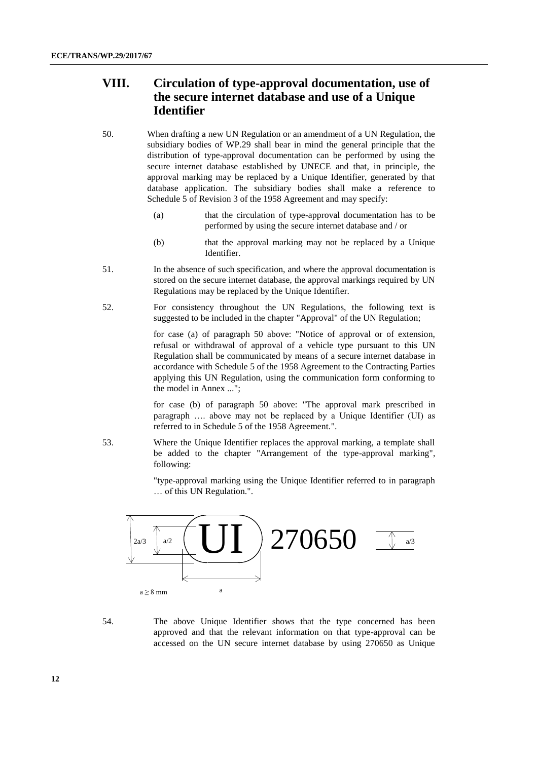## VIII. Circulation of type-approval documentation, use of the secure internet database and use of a Unique Identifier

50. When drafting a new UN Regulation or an amendment of a UN Regulation, the subsidiary bodies of WP.29 shall bear in mind the general principle that the distribution of type-approval documentation can be performed by using the secure internet database established by UNECE and that, in principle, the approval marking may be replaced by a Unique Identifier, generated by that database application. The subsidiary bodies shall make a reference to Schedule 5 of Revision 3 of the 1958 Agreement and may specify:

   (a) that the circulation of type-approval documentation has to be performed by using the secure internet database and / or

   (b) that the approval marking may not be replaced by a Unique Identifier.

51. In the absence of such specification, and where the approval documentation is stored on the secure internet database, the approval markings required by UN Regulations may be replaced by the Unique Identifier.

52. For consistency throughout the UN Regulations, the following text is suggested to be included in the chapter "Approval" of the UN Regulation;

   for case (a) of paragraph 50 above: "Notice of approval or of extension, refusal or withdrawal of approval of a vehicle type pursuant to this UN Regulation shall be communicated by means of a secure internet database in accordance with Schedule 5 of the 1958 Agreement to the Contracting Parties applying this UN Regulation, using the communication form conforming to the model in Annex ...";

   for case (b) of paragraph 50 above: "The approval mark prescribed in paragraph …. above may not be replaced by a Unique Identifier (UI) as referred to in Schedule 5 of the 1958 Agreement.".

53. Where the Unique Identifier replaces the approval marking, a template shall be added to the chapter "Arrangement of the type-approval marking", following:

   "type-approval marking using the Unique Identifier referred to in paragraph … of this UN Regulation.".

2a/3 a/2 UI 270650 a/3

a

a ≥ 8 mm

54. The above Unique Identifier shows that the type concerned has been approved and that the relevant information on that type-approval can be accessed on the UN secure internet database by using 270650 as Unique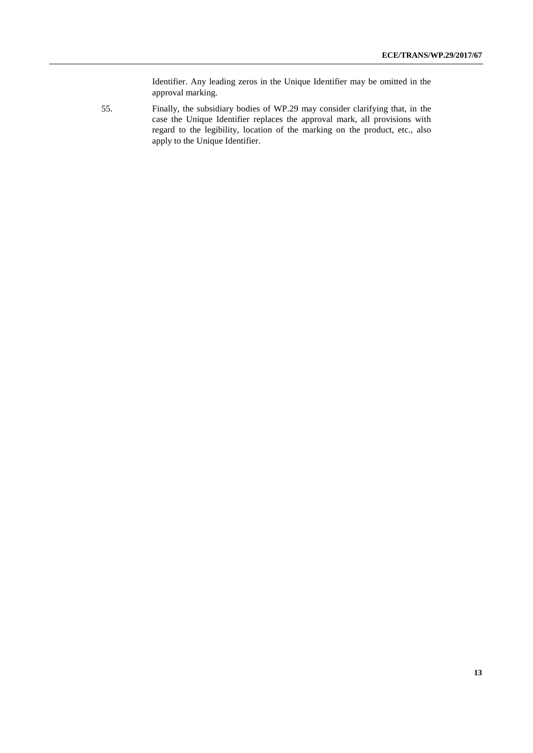Identifier. Any leading zeros in the Unique Identifier may be omitted in the approval marking.

55. Finally, the subsidiary bodies of WP.29 may consider clarifying that, in the case the Unique Identifier replaces the approval mark, all provisions with regard to the legibility, location of the marking on the product, etc., also apply to the Unique Identifier.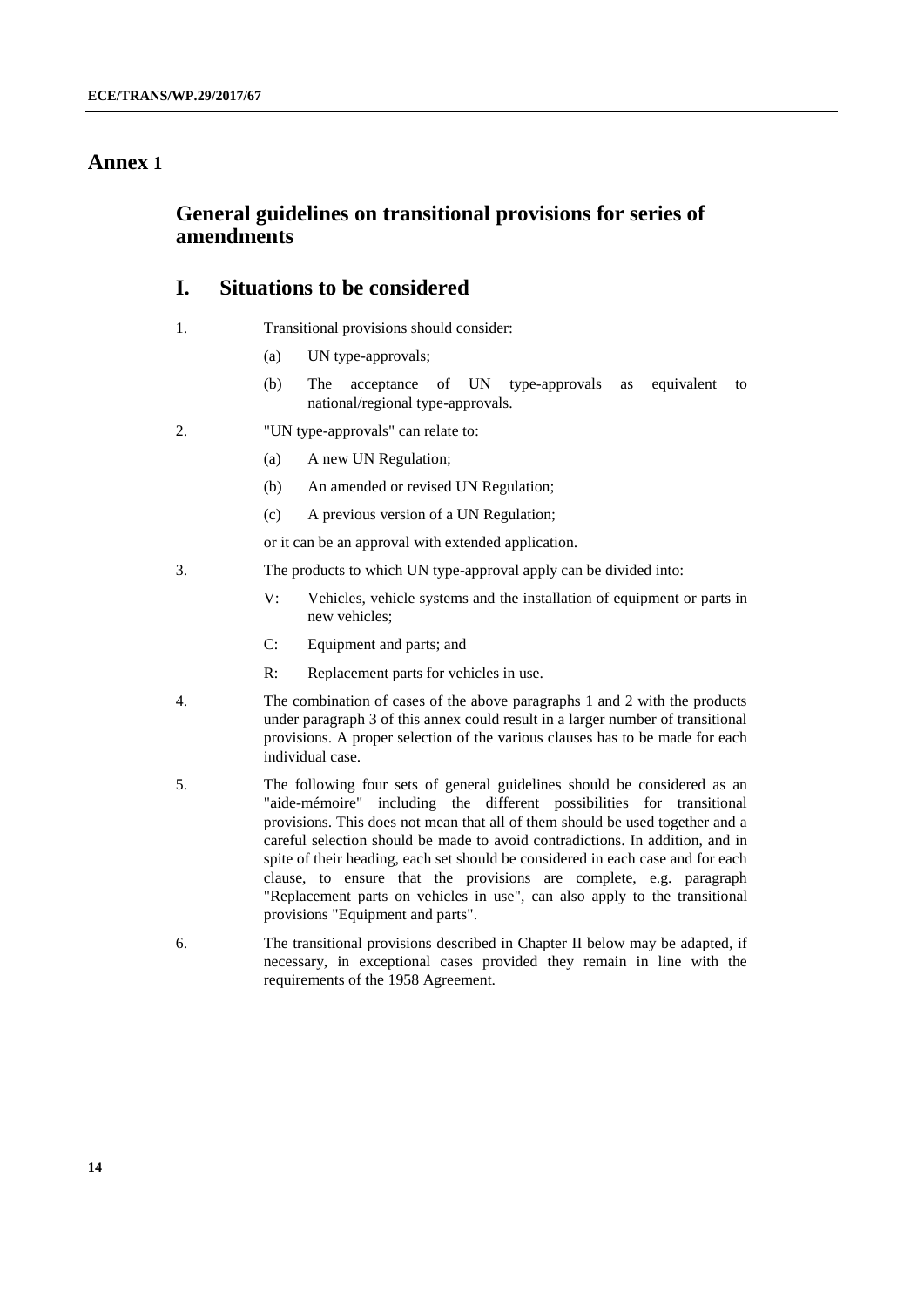# Annex 1

## General guidelines on transitional provisions for series of amendments

## I. Situations to be considered

1. Transitional provisions should consider:

   (a) UN type-approvals;

   (b) The acceptance of UN type-approvals as equivalent to national/regional type-approvals.

2. "UN type-approvals" can relate to:

   (a) A new UN Regulation;

   (b) An amended or revised UN Regulation;

   (c) A previous version of a UN Regulation;

   or it can be an approval with extended application.

3. The products to which UN type-approval apply can be divided into:

   V: Vehicles, vehicle systems and the installation of equipment or parts in new vehicles;

   C: Equipment and parts; and

   R: Replacement parts for vehicles in use.

4. The combination of cases of the above paragraphs 1 and 2 with the products under paragraph 3 of this annex could result in a larger number of transitional provisions. A proper selection of the various clauses has to be made for each individual case.

5. The following four sets of general guidelines should be considered as an "aide-mémoire" including the different possibilities for transitional provisions. This does not mean that all of them should be used together and a careful selection should be made to avoid contradictions. In addition, and in spite of their heading, each set should be considered in each case and for each clause, to ensure that the provisions are complete, e.g. paragraph "Replacement parts on vehicles in use", can also apply to the transitional provisions "Equipment and parts".

6. The transitional provisions described in Chapter II below may be adapted, if necessary, in exceptional cases provided they remain in line with the requirements of the 1958 Agreement.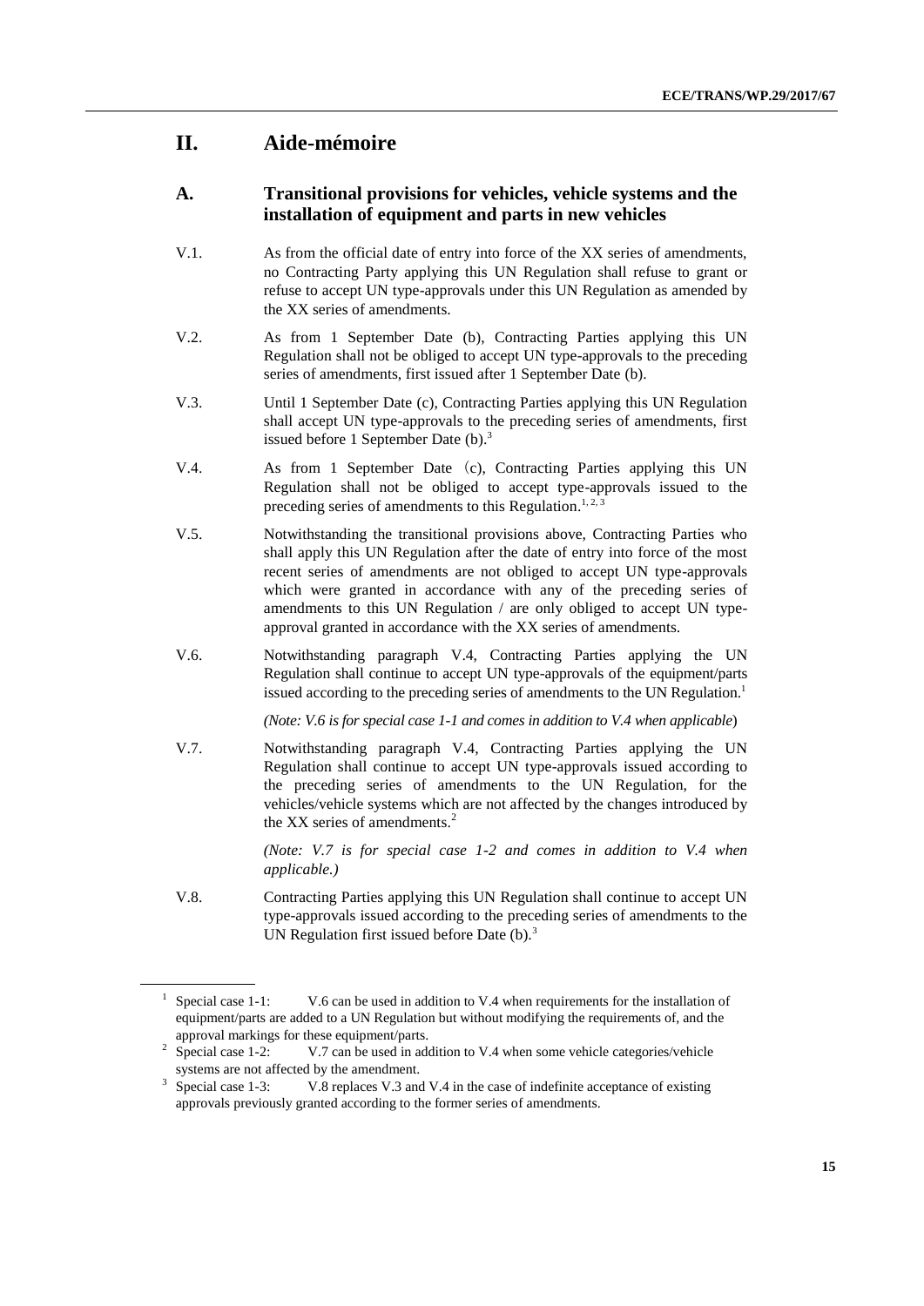## II. Aide-mémoire

### A. Transitional provisions for vehicles, vehicle systems and the installation of equipment and parts in new vehicles

V.1. As from the official date of entry into force of the XX series of amendments, no Contracting Party applying this UN Regulation shall refuse to grant or refuse to accept UN type-approvals under this UN Regulation as amended by the XX series of amendments.

V.2. As from 1 September Date (b), Contracting Parties applying this UN Regulation shall not be obliged to accept UN type-approvals to the preceding series of amendments, first issued after 1 September Date (b).

V.3. Until 1 September Date (c), Contracting Parties applying this UN Regulation shall accept UN type-approvals to the preceding series of amendments, first issued before 1 September Date (b).[3]

V.4. As from 1 September Date（c), Contracting Parties applying this UN Regulation shall not be obliged to accept type-approvals issued to the preceding series of amendments to this Regulation.[1, 2, 3]

V.5. Notwithstanding the transitional provisions above, Contracting Parties who shall apply this UN Regulation after the date of entry into force of the most recent series of amendments are not obliged to accept UN type-approvals which were granted in accordance with any of the preceding series of amendments to this UN Regulation / are only obliged to accept UN type-approval granted in accordance with the XX series of amendments.

V.6. Notwithstanding paragraph V.4, Contracting Parties applying the UN Regulation shall continue to accept UN type-approvals of the equipment/parts issued according to the preceding series of amendments to the UN Regulation.[1]

*(Note: V.6 is for special case 1-1 and comes in addition to V.4 when applicable*)

V.7. Notwithstanding paragraph V.4, Contracting Parties applying the UN Regulation shall continue to accept UN type-approvals issued according to the preceding series of amendments to the UN Regulation, for the vehicles/vehicle systems which are not affected by the changes introduced by the XX series of amendments.[2]

*(Note: V.7 is for special case 1-2 and comes in addition to V.4 when applicable.)*

V.8. Contracting Parties applying this UN Regulation shall continue to accept UN type-approvals issued according to the preceding series of amendments to the UN Regulation first issued before Date (b).[3]

---

[1] Special case 1-1: V.6 can be used in addition to V.4 when requirements for the installation of equipment/parts are added to a UN Regulation but without modifying the requirements of, and the approval markings for these equipment/parts.

[2] Special case 1-2: V.7 can be used in addition to V.4 when some vehicle categories/vehicle systems are not affected by the amendment.

[3] Special case 1-3: V.8 replaces V.3 and V.4 in the case of indefinite acceptance of existing approvals previously granted according to the former series of amendments.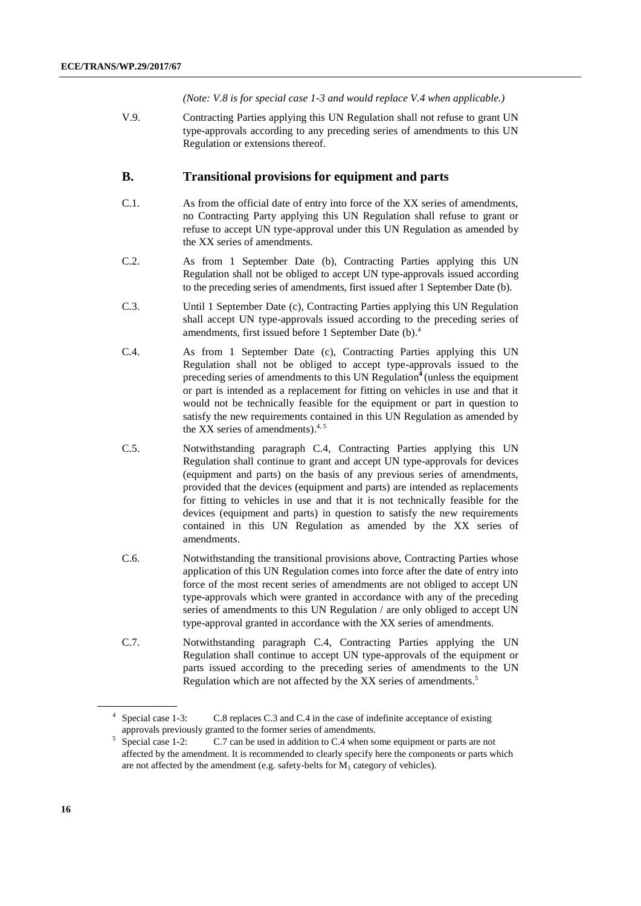*(Note: V.8 is for special case 1-3 and would replace V.4 when applicable.)*

V.9. Contracting Parties applying this UN Regulation shall not refuse to grant UN type-approvals according to any preceding series of amendments to this UN Regulation or extensions thereof.

## B. Transitional provisions for equipment and parts

C.1. As from the official date of entry into force of the XX series of amendments, no Contracting Party applying this UN Regulation shall refuse to grant or refuse to accept UN type-approval under this UN Regulation as amended by the XX series of amendments.

C.2. As from 1 September Date (b), Contracting Parties applying this UN Regulation shall not be obliged to accept UN type-approvals issued according to the preceding series of amendments, first issued after 1 September Date (b).

C.3. Until 1 September Date (c), Contracting Parties applying this UN Regulation shall accept UN type-approvals issued according to the preceding series of amendments, first issued before 1 September Date (b).[4]

C.4. As from 1 September Date (c), Contracting Parties applying this UN Regulation shall not be obliged to accept type-approvals issued to the preceding series of amendments to this UN Regulation[4] (unless the equipment or part is intended as a replacement for fitting on vehicles in use and that it would not be technically feasible for the equipment or part in question to satisfy the new requirements contained in this UN Regulation as amended by the XX series of amendments).[4, 5]

C.5. Notwithstanding paragraph C.4, Contracting Parties applying this UN Regulation shall continue to grant and accept UN type-approvals for devices (equipment and parts) on the basis of any previous series of amendments, provided that the devices (equipment and parts) are intended as replacements for fitting to vehicles in use and that it is not technically feasible for the devices (equipment and parts) in question to satisfy the new requirements contained in this UN Regulation as amended by the XX series of amendments.

C.6. Notwithstanding the transitional provisions above, Contracting Parties whose application of this UN Regulation comes into force after the date of entry into force of the most recent series of amendments are not obliged to accept UN type-approvals which were granted in accordance with any of the preceding series of amendments to this UN Regulation / are only obliged to accept UN type-approval granted in accordance with the XX series of amendments.

C.7. Notwithstanding paragraph C.4, Contracting Parties applying the UN Regulation shall continue to accept UN type-approvals of the equipment or parts issued according to the preceding series of amendments to the UN Regulation which are not affected by the XX series of amendments.[5]

---

[4] Special case 1-3: C.8 replaces C.3 and C.4 in the case of indefinite acceptance of existing approvals previously granted to the former series of amendments.

[5] Special case 1-2: C.7 can be used in addition to C.4 when some equipment or parts are not affected by the amendment. It is recommended to clearly specify here the components or parts which are not affected by the amendment (e.g. safety-belts for $M_1$ category of vehicles).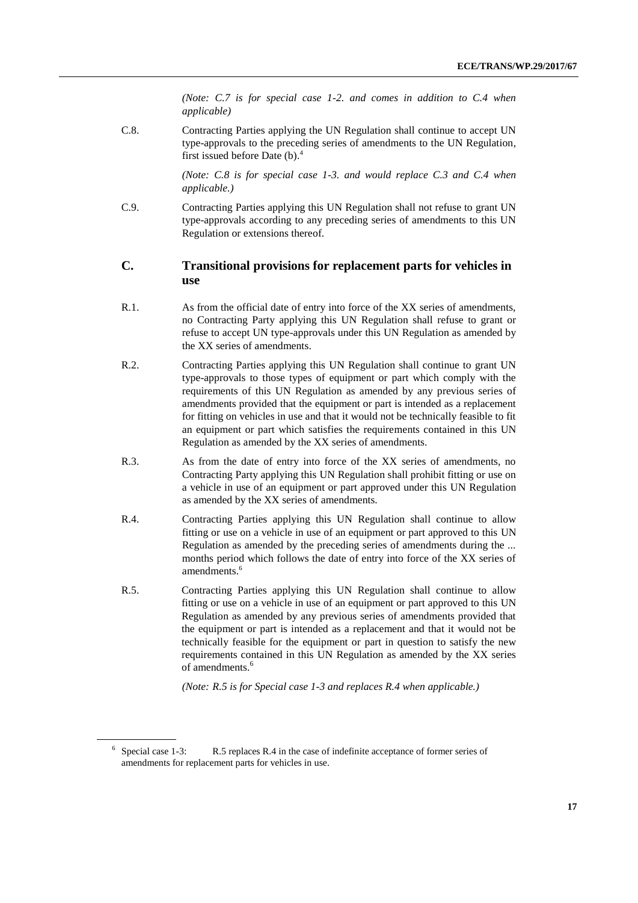*(Note: C.7 is for special case 1-2. and comes in addition to C.4 when applicable)*

C.8. Contracting Parties applying the UN Regulation shall continue to accept UN type-approvals to the preceding series of amendments to the UN Regulation, first issued before Date (b).[4]

*(Note: C.8 is for special case 1-3. and would replace C.3 and C.4 when applicable.)*

C.9. Contracting Parties applying this UN Regulation shall not refuse to grant UN type-approvals according to any preceding series of amendments to this UN Regulation or extensions thereof.

## C. Transitional provisions for replacement parts for vehicles in use

R.1. As from the official date of entry into force of the XX series of amendments, no Contracting Party applying this UN Regulation shall refuse to grant or refuse to accept UN type-approvals under this UN Regulation as amended by the XX series of amendments.

R.2. Contracting Parties applying this UN Regulation shall continue to grant UN type-approvals to those types of equipment or part which comply with the requirements of this UN Regulation as amended by any previous series of amendments provided that the equipment or part is intended as a replacement for fitting on vehicles in use and that it would not be technically feasible to fit an equipment or part which satisfies the requirements contained in this UN Regulation as amended by the XX series of amendments.

R.3. As from the date of entry into force of the XX series of amendments, no Contracting Party applying this UN Regulation shall prohibit fitting or use on a vehicle in use of an equipment or part approved under this UN Regulation as amended by the XX series of amendments.

R.4. Contracting Parties applying this UN Regulation shall continue to allow fitting or use on a vehicle in use of an equipment or part approved to this UN Regulation as amended by the preceding series of amendments during the ... months period which follows the date of entry into force of the XX series of amendments.[6]

R.5. Contracting Parties applying this UN Regulation shall continue to allow fitting or use on a vehicle in use of an equipment or part approved to this UN Regulation as amended by any previous series of amendments provided that the equipment or part is intended as a replacement and that it would not be technically feasible for the equipment or part in question to satisfy the new requirements contained in this UN Regulation as amended by the XX series of amendments.[6]

*(Note: R.5 is for Special case 1-3 and replaces R.4 when applicable.)*

---

[6] Special case 1-3: R.5 replaces R.4 in the case of indefinite acceptance of former series of amendments for replacement parts for vehicles in use.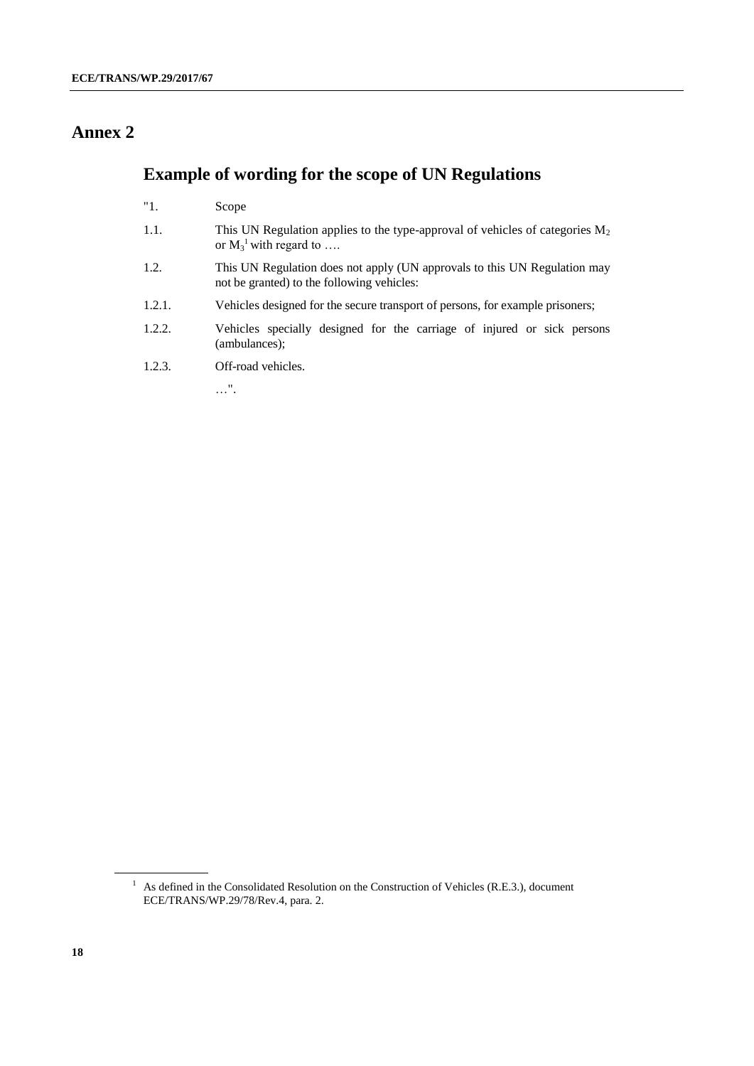# Annex 2

## Example of wording for the scope of UN Regulations

"1. Scope

1.1. This UN Regulation applies to the type-approval of vehicles of categories $M_2$ or $M_3$[1] with regard to ….

1.2. This UN Regulation does not apply (UN approvals to this UN Regulation may not be granted) to the following vehicles:

1.2.1. Vehicles designed for the secure transport of persons, for example prisoners;

1.2.2. Vehicles specially designed for the carriage of injured or sick persons (ambulances);

1.2.3. Off-road vehicles.

…".

---

[1] As defined in the Consolidated Resolution on the Construction of Vehicles (R.E.3.), document ECE/TRANS/WP.29/78/Rev.4, para. 2.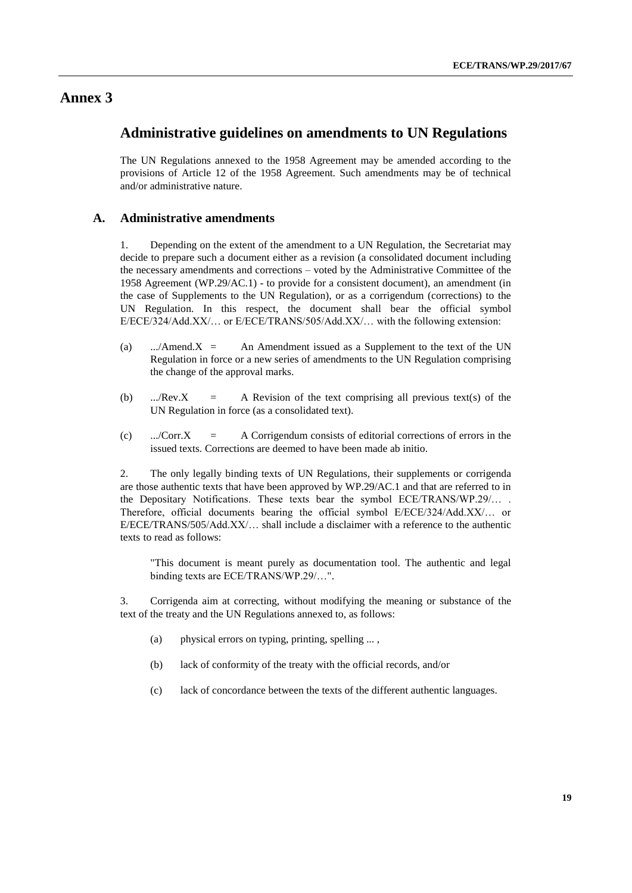# Annex 3

## Administrative guidelines on amendments to UN Regulations

The UN Regulations annexed to the 1958 Agreement may be amended according to the provisions of Article 12 of the 1958 Agreement. Such amendments may be of technical and/or administrative nature.

### A. Administrative amendments

1. Depending on the extent of the amendment to a UN Regulation, the Secretariat may decide to prepare such a document either as a revision (a consolidated document including the necessary amendments and corrections – voted by the Administrative Committee of the 1958 Agreement (WP.29/AC.1) - to provide for a consistent document), an amendment (in the case of Supplements to the UN Regulation), or as a corrigendum (corrections) to the UN Regulation. In this respect, the document shall bear the official symbol E/ECE/324/Add.XX/… or E/ECE/TRANS/505/Add.XX/… with the following extension:

(a) .../Amend.X = An Amendment issued as a Supplement to the text of the UN Regulation in force or a new series of amendments to the UN Regulation comprising the change of the approval marks.

(b) .../Rev.X = A Revision of the text comprising all previous text(s) of the UN Regulation in force (as a consolidated text).

(c) .../Corr.X = A Corrigendum consists of editorial corrections of errors in the issued texts. Corrections are deemed to have been made ab initio.

2. The only legally binding texts of UN Regulations, their supplements or corrigenda are those authentic texts that have been approved by WP.29/AC.1 and that are referred to in the Depositary Notifications. These texts bear the symbol ECE/TRANS/WP.29/… . Therefore, official documents bearing the official symbol E/ECE/324/Add.XX/… or E/ECE/TRANS/505/Add.XX/… shall include a disclaimer with a reference to the authentic texts to read as follows:

"This document is meant purely as documentation tool. The authentic and legal binding texts are ECE/TRANS/WP.29/…".

3. Corrigenda aim at correcting, without modifying the meaning or substance of the text of the treaty and the UN Regulations annexed to, as follows:

(a) physical errors on typing, printing, spelling ... ,

(b) lack of conformity of the treaty with the official records, and/or

(c) lack of concordance between the texts of the different authentic languages.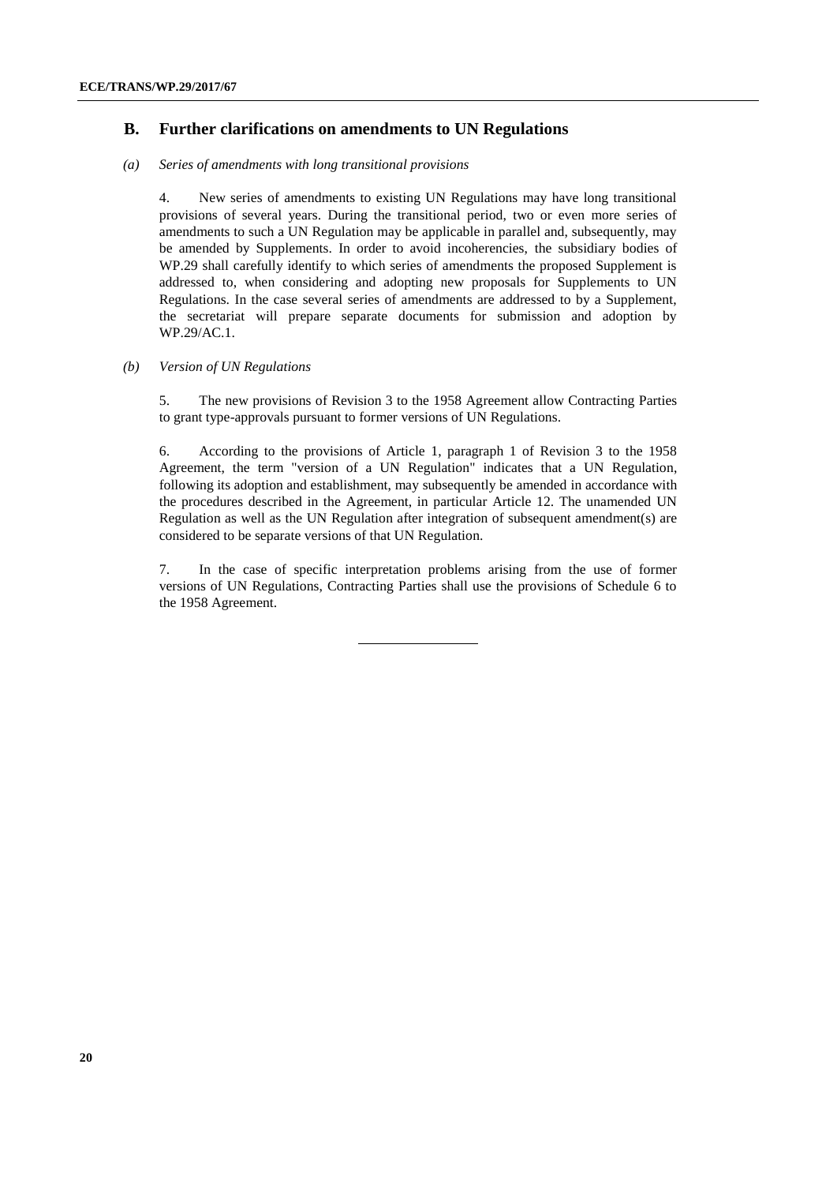## B. Further clarifications on amendments to UN Regulations

*(a) Series of amendments with long transitional provisions*

4. New series of amendments to existing UN Regulations may have long transitional provisions of several years. During the transitional period, two or even more series of amendments to such a UN Regulation may be applicable in parallel and, subsequently, may be amended by Supplements. In order to avoid incoherencies, the subsidiary bodies of WP.29 shall carefully identify to which series of amendments the proposed Supplement is addressed to, when considering and adopting new proposals for Supplements to UN Regulations. In the case several series of amendments are addressed to by a Supplement, the secretariat will prepare separate documents for submission and adoption by WP.29/AC.1.

*(b) Version of UN Regulations*

5. The new provisions of Revision 3 to the 1958 Agreement allow Contracting Parties to grant type-approvals pursuant to former versions of UN Regulations.

6. According to the provisions of Article 1, paragraph 1 of Revision 3 to the 1958 Agreement, the term "version of a UN Regulation" indicates that a UN Regulation, following its adoption and establishment, may subsequently be amended in accordance with the procedures described in the Agreement, in particular Article 12. The unamended UN Regulation as well as the UN Regulation after integration of subsequent amendment(s) are considered to be separate versions of that UN Regulation.

7. In the case of specific interpretation problems arising from the use of former versions of UN Regulations, Contracting Parties shall use the provisions of Schedule 6 to the 1958 Agreement.